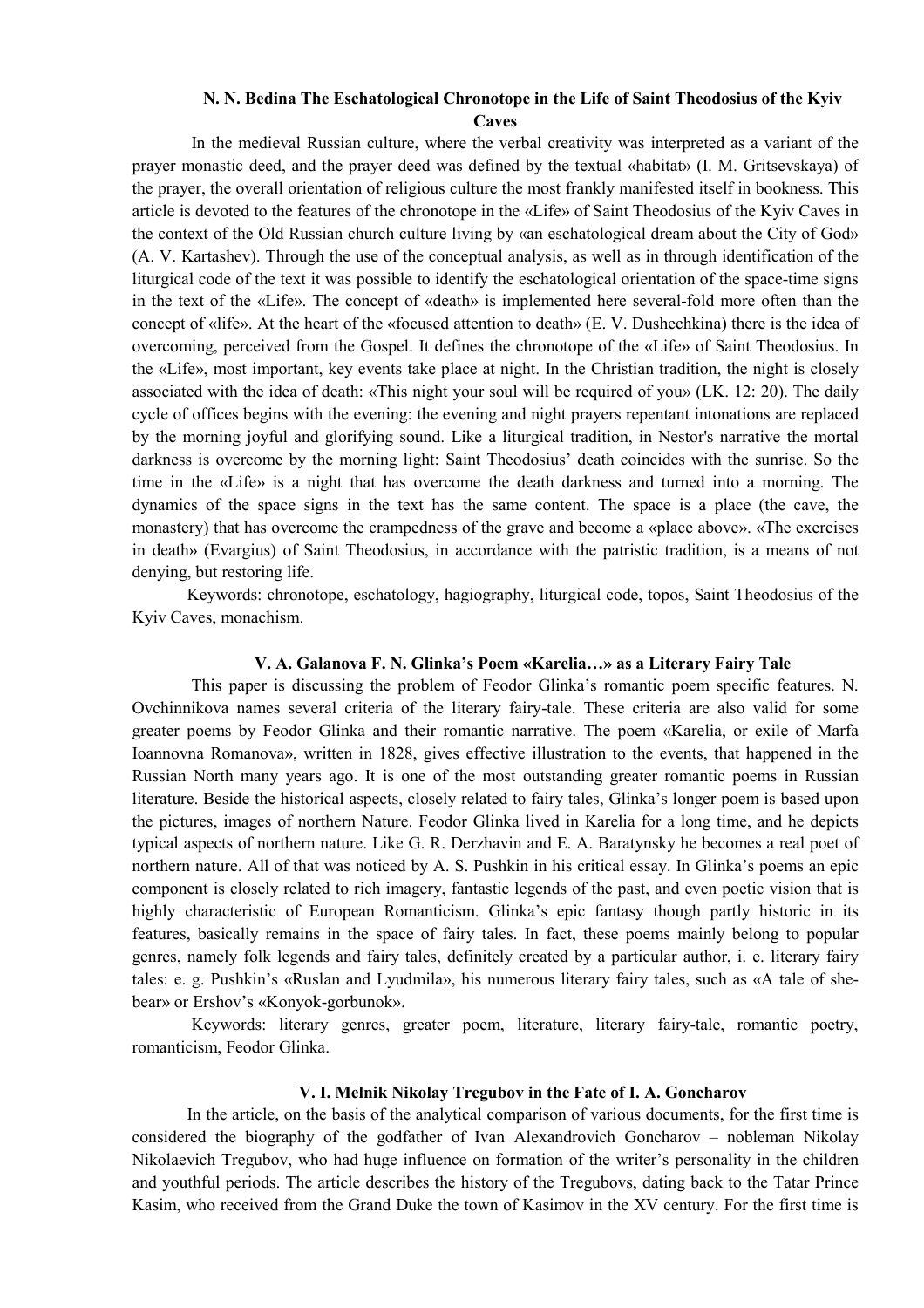### N. N. Bedina The Eschatological Chronotope in the Life of Saint Theodosius of the Kyiv Caves

In the medieval Russian culture, where the verbal creativity was interpreted as a variant of the prayer monastic deed, and the prayer deed was defined by the textual «habitat» (I. M. Gritsevskaya) of the prayer, the overall orientation of religious culture the most frankly manifested itself in bookness. This article is devoted to the features of the chronotope in the «Life» of Saint Theodosius of the Kyiv Caves in the context of the Old Russian church culture living by «an eschatological dream about the City of God» (A. V. Kartashev). Through the use of the conceptual analysis, as well as in through identification of the liturgical code of the text it was possible to identify the eschatological orientation of the space-time signs in the text of the «Life». The concept of «death» is implemented here several-fold more often than the concept of «life». At the heart of the «focused attention to death» (E. V. Dushechkina) there is the idea of overcoming, perceived from the Gospel. It defines the chronotope of the «Life» of Saint Theodosius. In the «Life», most important, key events take place at night. In the Christian tradition, the night is closely associated with the idea of death: «This night your soul will be required of you» (LK. 12: 20). The daily cycle of offices begins with the evening: the evening and night prayers repentant intonations are replaced by the morning joyful and glorifying sound. Like a liturgical tradition, in Nestor's narrative the mortal darkness is overcome by the morning light: Saint Theodosius' death coincides with the sunrise. So the time in the «Life» is a night that has overcome the death darkness and turned into a morning. The dynamics of the space signs in the text has the same content. The space is a place (the cave, the monastery) that has overcome the crampedness of the grave and become a «place above». «The exercises in death» (Evargius) of Saint Theodosius, in accordance with the patristic tradition, is a means of not denying, but restoring life.

Keywords: chronotope, eschatology, hagiography, liturgical code, topos, Saint Theodosius of the Kyiv Caves, monachism.

### V. A. Galanova F. N. Glinka's Poem «Karelia…» as a Literary Fairy Tale

This paper is discussing the problem of Feodor Glinka's romantic poem specific features. N. Ovchinnikova names several criteria of the literary fairy-tale. These criteria are also valid for some greater poems by Feodor Glinka and their romantic narrative. The poem «Karelia, or exile of Marfa Ioannovna Romanova», written in 1828, gives effective illustration to the events, that happened in the Russian North many years ago. It is one of the most outstanding greater romantic poems in Russian literature. Beside the historical aspects, closely related to fairy tales, Glinka's longer poem is based upon the pictures, images of northern Nature. Feodor Glinka lived in Karelia for a long time, and he depicts typical aspects of northern nature. Like G. R. Derzhavin and E. A. Baratynsky he becomes a real poet of northern nature. All of that was noticed by A. S. Pushkin in his critical essay. In Glinka's poems an epic component is closely related to rich imagery, fantastic legends of the past, and even poetic vision that is highly characteristic of European Romanticism. Glinka's epic fantasy though partly historic in its features, basically remains in the space of fairy tales. In fact, these poems mainly belong to popular genres, namely folk legends and fairy tales, definitely created by a particular author, i. e. literary fairy tales: e. g. Pushkin's «Ruslan and Lyudmila», his numerous literary fairy tales, such as «A tale of she-bear» or Ershov's «Konyok-gorbunok».

Keywords: literary genres, greater poem, literature, literary fairy-tale, romantic poetry, romanticism, Feodor Glinka.

### V. I. Melnik Nikolay Tregubov in the Fate of I. A. Goncharov

In the article, on the basis of the analytical comparison of various documents, for the first time is considered the biography of the godfather of Ivan Alexandrovich Goncharov – nobleman Nikolay Nikolaevich Tregubov, who had huge influence on formation of the writer's personality in the children and youthful periods. The article describes the history of the Tregubovs, dating back to the Tatar Prince Kasim, who received from the Grand Duke the town of Kasimov in the XV century. For the first time is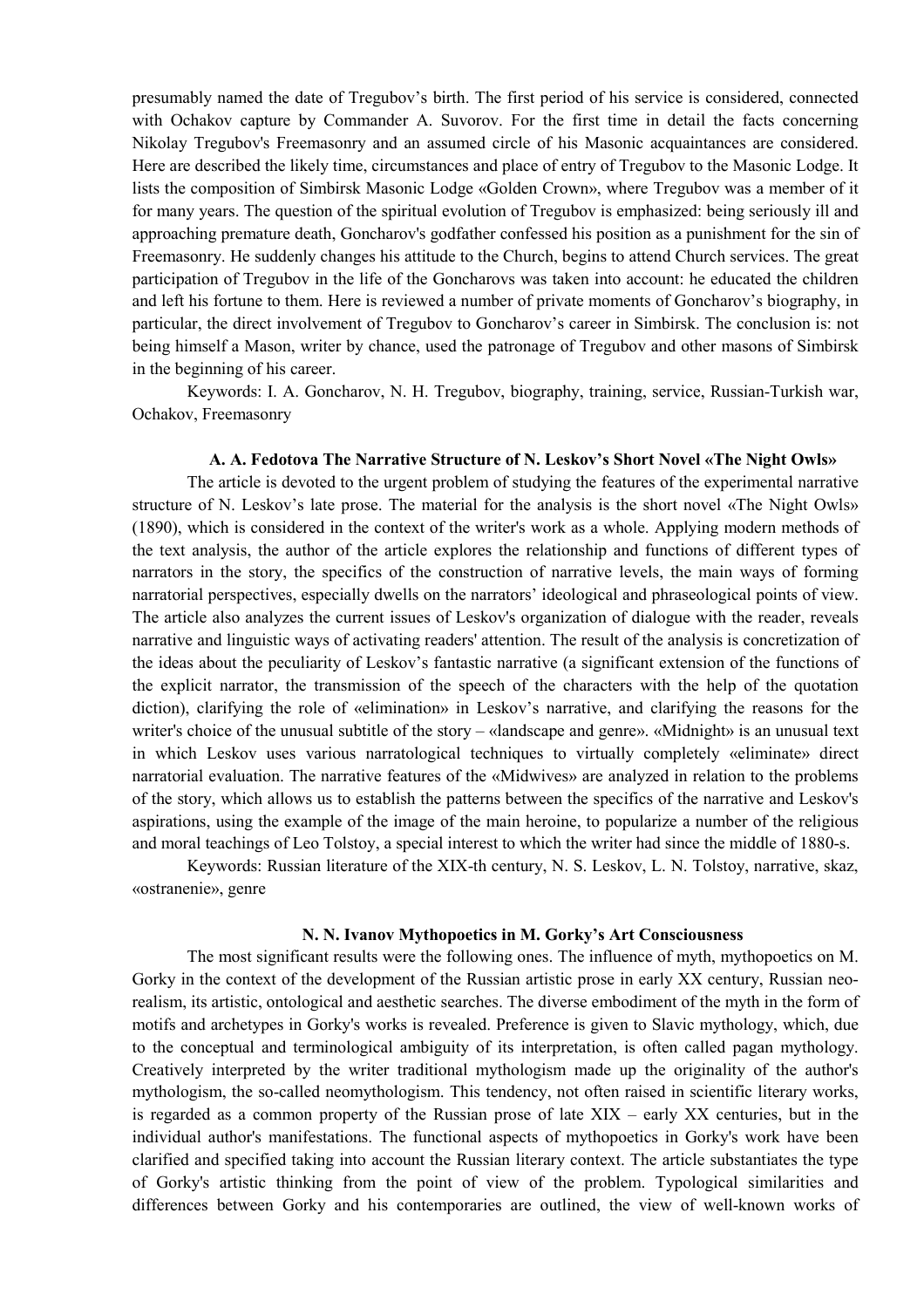presumably named the date of Tregubov's birth. The first period of his service is considered, connected with Ochakov capture by Commander A. Suvorov. For the first time in detail the facts concerning Nikolay Tregubov's Freemasonry and an assumed circle of his Masonic acquaintances are considered. Here are described the likely time, circumstances and place of entry of Tregubov to the Masonic Lodge. It lists the composition of Simbirsk Masonic Lodge «Golden Crown», where Tregubov was a member of it for many years. The question of the spiritual evolution of Tregubov is emphasized: being seriously ill and approaching premature death, Goncharov's godfather confessed his position as a punishment for the sin of Freemasonry. He suddenly changes his attitude to the Church, begins to attend Church services. The great participation of Tregubov in the life of the Goncharovs was taken into account: he educated the children and left his fortune to them. Here is reviewed a number of private moments of Goncharov's biography, in particular, the direct involvement of Tregubov to Goncharov's career in Simbirsk. The conclusion is: not being himself a Mason, writer by chance, used the patronage of Tregubov and other masons of Simbirsk in the beginning of his career.

Keywords: I. A. Goncharov, N. H. Tregubov, biography, training, service, Russian-Turkish war, Ochakov, Freemasonry

### A. A. Fedotova The Narrative Structure of N. Leskov's Short Novel «The Night Owls»

The article is devoted to the urgent problem of studying the features of the experimental narrative structure of N. Leskov's late prose. The material for the analysis is the short novel «The Night Owls» (1890), which is considered in the context of the writer's work as a whole. Applying modern methods of the text analysis, the author of the article explores the relationship and functions of different types of narrators in the story, the specifics of the construction of narrative levels, the main ways of forming narratorial perspectives, especially dwells on the narrators' ideological and phraseological points of view. The article also analyzes the current issues of Leskov's organization of dialogue with the reader, reveals narrative and linguistic ways of activating readers' attention. The result of the analysis is concretization of the ideas about the peculiarity of Leskov's fantastic narrative (a significant extension of the functions of the explicit narrator, the transmission of the speech of the characters with the help of the quotation diction), clarifying the role of «elimination» in Leskov's narrative, and clarifying the reasons for the writer's choice of the unusual subtitle of the story – «landscape and genre». «Midnight» is an unusual text in which Leskov uses various narratological techniques to virtually completely «eliminate» direct narratorial evaluation. The narrative features of the «Midwives» are analyzed in relation to the problems of the story, which allows us to establish the patterns between the specifics of the narrative and Leskov's aspirations, using the example of the image of the main heroine, to popularize a number of the religious and moral teachings of Leo Tolstoy, a special interest to which the writer had since the middle of 1880-s.

Keywords: Russian literature of the XIX-th century, N. S. Leskov, L. N. Tolstoy, narrative, skaz, «ostranenie», genre

### N. N. Ivanov Mythopoetics in M. Gorky's Art Consciousness

The most significant results were the following ones. The influence of myth, mythopoetics on M. Gorky in the context of the development of the Russian artistic prose in early XX century, Russian neo-realism, its artistic, ontological and aesthetic searches. The diverse embodiment of the myth in the form of motifs and archetypes in Gorky's works is revealed. Preference is given to Slavic mythology, which, due to the conceptual and terminological ambiguity of its interpretation, is often called pagan mythology. Creatively interpreted by the writer traditional mythologism made up the originality of the author's mythologism, the so-called neomythologism. This tendency, not often raised in scientific literary works, is regarded as a common property of the Russian prose of late XIX – early XX centuries, but in the individual author's manifestations. The functional aspects of mythopoetics in Gorky's work have been clarified and specified taking into account the Russian literary context. The article substantiates the type of Gorky's artistic thinking from the point of view of the problem. Typological similarities and differences between Gorky and his contemporaries are outlined, the view of well-known works of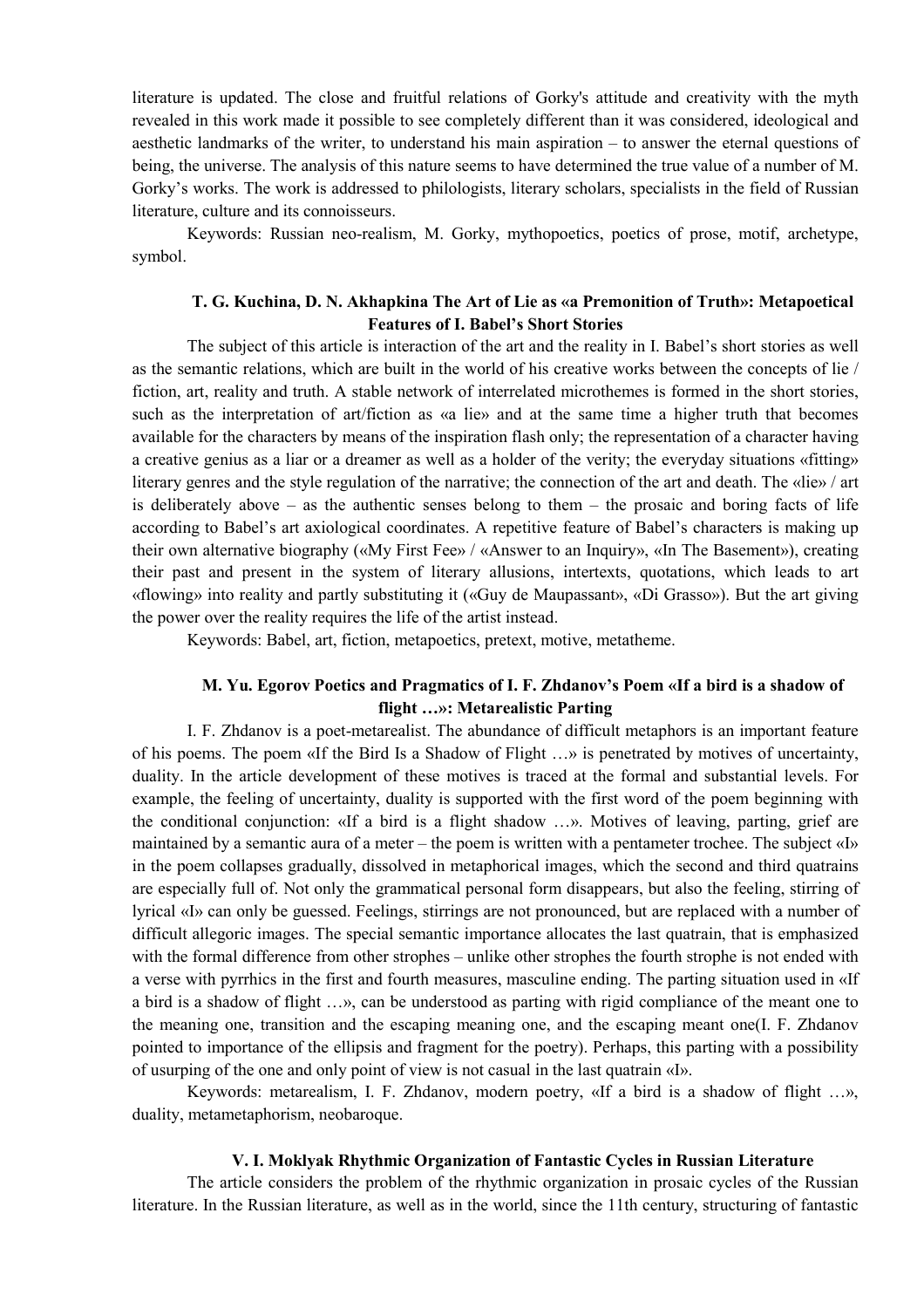literature is updated. The close and fruitful relations of Gorky's attitude and creativity with the myth revealed in this work made it possible to see completely different than it was considered, ideological and aesthetic landmarks of the writer, to understand his main aspiration – to answer the eternal questions of being, the universe. The analysis of this nature seems to have determined the true value of a number of M. Gorky's works. The work is addressed to philologists, literary scholars, specialists in the field of Russian literature, culture and its connoisseurs.

Keywords: Russian neo-realism, M. Gorky, mythopoetics, poetics of prose, motif, archetype, symbol.

**T. G. Kuchina, D. N. Akhapkina The Art of Lie as «a Premonition of Truth»: Metapoetical Features of I. Babel's Short Stories**

The subject of this article is interaction of the art and the reality in I. Babel's short stories as well as the semantic relations, which are built in the world of his creative works between the concepts of lie / fiction, art, reality and truth. A stable network of interrelated microthemes is formed in the short stories, such as the interpretation of art/fiction as «a lie» and at the same time a higher truth that becomes available for the characters by means of the inspiration flash only; the representation of a character having a creative genius as a liar or a dreamer as well as a holder of the verity; the everyday situations «fitting» literary genres and the style regulation of the narrative; the connection of the art and death. The «lie» / art is deliberately above – as the authentic senses belong to them – the prosaic and boring facts of life according to Babel's art axiological coordinates. A repetitive feature of Babel's characters is making up their own alternative biography («My First Fee» / «Answer to an Inquiry», «In The Basement»), creating their past and present in the system of literary allusions, intertexts, quotations, which leads to art «flowing» into reality and partly substituting it («Guy de Maupassant», «Di Grasso»). But the art giving the power over the reality requires the life of the artist instead.

Keywords: Babel, art, fiction, metapoetics, pretext, motive, metatheme.

**M. Yu. Egorov Poetics and Pragmatics of I. F. Zhdanov's Poem «If a bird is a shadow of flight …»: Metarealistic Parting**

I. F. Zhdanov is a poet-metarealist. The abundance of difficult metaphors is an important feature of his poems. The poem «If the Bird Is a Shadow of Flight …» is penetrated by motives of uncertainty, duality. In the article development of these motives is traced at the formal and substantial levels. For example, the feeling of uncertainty, duality is supported with the first word of the poem beginning with the conditional conjunction: «If a bird is a flight shadow …». Motives of leaving, parting, grief are maintained by a semantic aura of a meter – the poem is written with a pentameter trochee. The subject «I» in the poem collapses gradually, dissolved in metaphorical images, which the second and third quatrains are especially full of. Not only the grammatical personal form disappears, but also the feeling, stirring of lyrical «I» can only be guessed. Feelings, stirrings are not pronounced, but are replaced with a number of difficult allegoric images. The special semantic importance allocates the last quatrain, that is emphasized with the formal difference from other strophes – unlike other strophes the fourth strophe is not ended with a verse with pyrrhics in the first and fourth measures, masculine ending. The parting situation used in «If a bird is a shadow of flight …», can be understood as parting with rigid compliance of the meant one to the meaning one, transition and the escaping meaning one, and the escaping meant one(I. F. Zhdanov pointed to importance of the ellipsis and fragment for the poetry). Perhaps, this parting with a possibility of usurping of the one and only point of view is not casual in the last quatrain «I».

Keywords: metarealism, I. F. Zhdanov, modern poetry, «If a bird is a shadow of flight …», duality, metametaphorism, neobaroque.

**V. I. Moklyak Rhythmic Organization of Fantastic Cycles in Russian Literature**

The article considers the problem of the rhythmic organization in prosaic cycles of the Russian literature. In the Russian literature, as well as in the world, since the 11th century, structuring of fantastic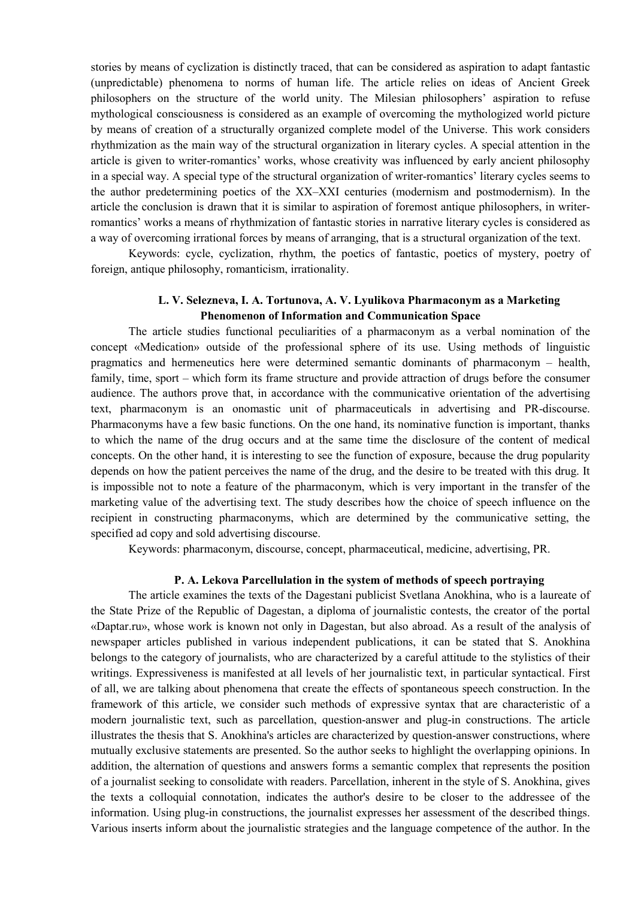stories by means of cyclization is distinctly traced, that can be considered as aspiration to adapt fantastic (unpredictable) phenomena to norms of human life. The article relies on ideas of Ancient Greek philosophers on the structure of the world unity. The Milesian philosophers' aspiration to refuse mythological consciousness is considered as an example of overcoming the mythologized world picture by means of creation of a structurally organized complete model of the Universe. This work considers rhythmization as the main way of the structural organization in literary cycles. A special attention in the article is given to writer-romantics' works, whose creativity was influenced by early ancient philosophy in a special way. A special type of the structural organization of writer-romantics' literary cycles seems to the author predetermining poetics of the XX–XXI centuries (modernism and postmodernism). In the article the conclusion is drawn that it is similar to aspiration of foremost antique philosophers, in writer-romantics' works a means of rhythmization of fantastic stories in narrative literary cycles is considered as a way of overcoming irrational forces by means of arranging, that is a structural organization of the text.

Keywords: cycle, cyclization, rhythm, the poetics of fantastic, poetics of mystery, poetry of foreign, antique philosophy, romanticism, irrationality.

**L. V. Selezneva, I. A. Tortunova, A. V. Lyulikova Pharmaconym as a Marketing Phenomenon of Information and Communication Space**

The article studies functional peculiarities of a pharmaconym as a verbal nomination of the concept «Medication» outside of the professional sphere of its use. Using methods of linguistic pragmatics and hermeneutics here were determined semantic dominants of pharmaconym – health, family, time, sport – which form its frame structure and provide attraction of drugs before the consumer audience. The authors prove that, in accordance with the communicative orientation of the advertising text, pharmaconym is an onomastic unit of pharmaceuticals in advertising and PR-discourse. Pharmaconyms have a few basic functions. On the one hand, its nominative function is important, thanks to which the name of the drug occurs and at the same time the disclosure of the content of medical concepts. On the other hand, it is interesting to see the function of exposure, because the drug popularity depends on how the patient perceives the name of the drug, and the desire to be treated with this drug. It is impossible not to note a feature of the pharmaconym, which is very important in the transfer of the marketing value of the advertising text. The study describes how the choice of speech influence on the recipient in constructing pharmaconyms, which are determined by the communicative setting, the specified ad copy and sold advertising discourse.

Keywords: pharmaconym, discourse, concept, pharmaceutical, medicine, advertising, PR.

**P. A. Lekova Parcellulation in the system of methods of speech portraying**

The article examines the texts of the Dagestani publicist Svetlana Anokhina, who is a laureate of the State Prize of the Republic of Dagestan, a diploma of journalistic contests, the creator of the portal «Daptar.ru», whose work is known not only in Dagestan, but also abroad. As a result of the analysis of newspaper articles published in various independent publications, it can be stated that S. Anokhina belongs to the category of journalists, who are characterized by a careful attitude to the stylistics of their writings. Expressiveness is manifested at all levels of her journalistic text, in particular syntactical. First of all, we are talking about phenomena that create the effects of spontaneous speech construction. In the framework of this article, we consider such methods of expressive syntax that are characteristic of a modern journalistic text, such as parcellation, question-answer and plug-in constructions. The article illustrates the thesis that S. Anokhina's articles are characterized by question-answer constructions, where mutually exclusive statements are presented. So the author seeks to highlight the overlapping opinions. In addition, the alternation of questions and answers forms a semantic complex that represents the position of a journalist seeking to consolidate with readers. Parcellation, inherent in the style of S. Anokhina, gives the texts a colloquial connotation, indicates the author's desire to be closer to the addressee of the information. Using plug-in constructions, the journalist expresses her assessment of the described things. Various inserts inform about the journalistic strategies and the language competence of the author. In the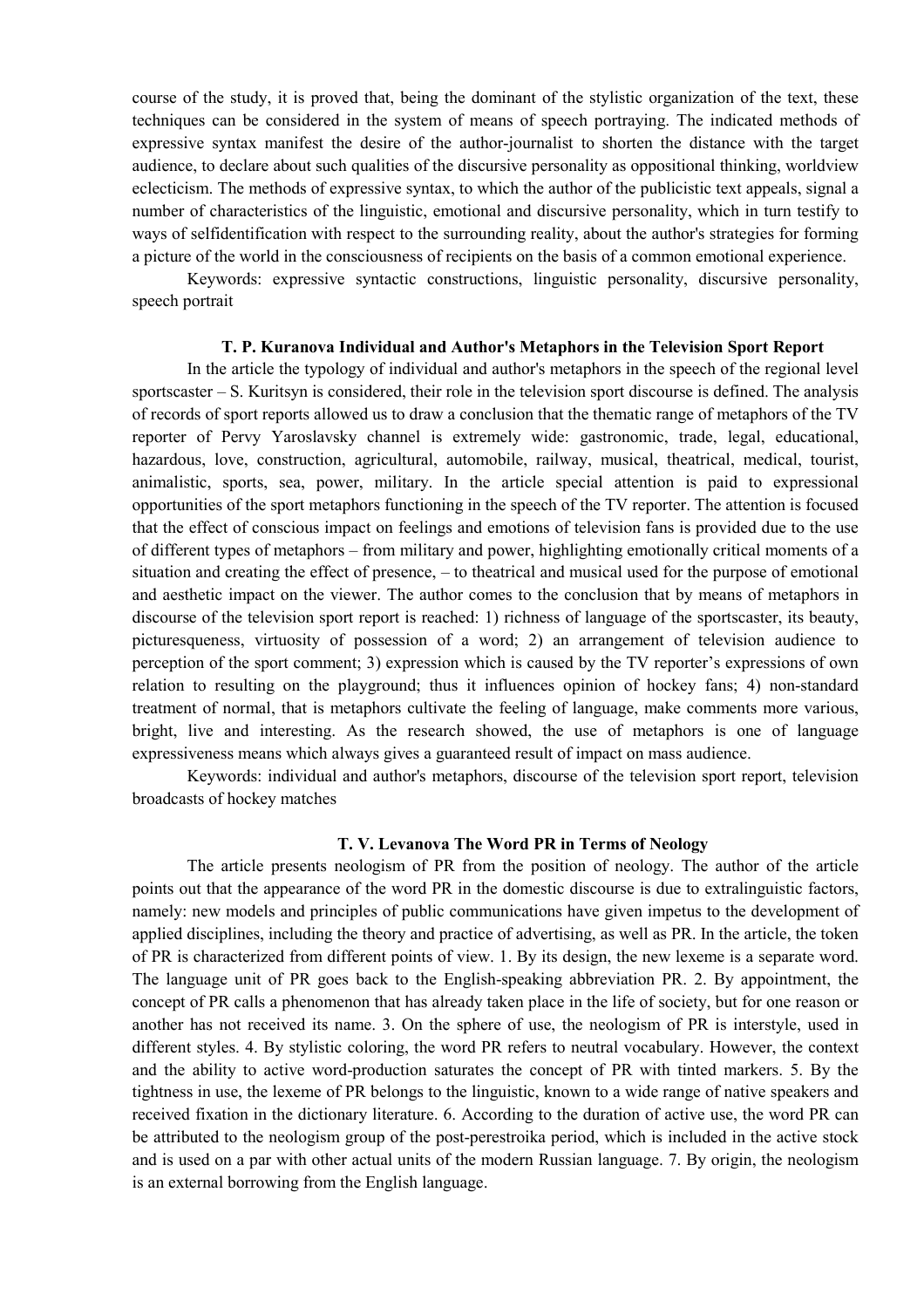course of the study, it is proved that, being the dominant of the stylistic organization of the text, these techniques can be considered in the system of means of speech portraying. The indicated methods of expressive syntax manifest the desire of the author-journalist to shorten the distance with the target audience, to declare about such qualities of the discursive personality as oppositional thinking, worldview eclecticism. The methods of expressive syntax, to which the author of the publicistic text appeals, signal a number of characteristics of the linguistic, emotional and discursive personality, which in turn testify to ways of selfidentification with respect to the surrounding reality, about the author's strategies for forming a picture of the world in the consciousness of recipients on the basis of a common emotional experience.

Keywords: expressive syntactic constructions, linguistic personality, discursive personality, speech portrait

### T. P. Kuranova Individual and Author's Metaphors in the Television Sport Report

In the article the typology of individual and author's metaphors in the speech of the regional level sportscaster – S. Kuritsyn is considered, their role in the television sport discourse is defined. The analysis of records of sport reports allowed us to draw a conclusion that the thematic range of metaphors of the TV reporter of Pervy Yaroslavsky channel is extremely wide: gastronomic, trade, legal, educational, hazardous, love, construction, agricultural, automobile, railway, musical, theatrical, medical, tourist, animalistic, sports, sea, power, military. In the article special attention is paid to expressional opportunities of the sport metaphors functioning in the speech of the TV reporter. The attention is focused that the effect of conscious impact on feelings and emotions of television fans is provided due to the use of different types of metaphors – from military and power, highlighting emotionally critical moments of a situation and creating the effect of presence, – to theatrical and musical used for the purpose of emotional and aesthetic impact on the viewer. The author comes to the conclusion that by means of metaphors in discourse of the television sport report is reached: 1) richness of language of the sportscaster, its beauty, picturesqueness, virtuosity of possession of a word; 2) an arrangement of television audience to perception of the sport comment; 3) expression which is caused by the TV reporter's expressions of own relation to resulting on the playground; thus it influences opinion of hockey fans; 4) non-standard treatment of normal, that is metaphors cultivate the feeling of language, make comments more various, bright, live and interesting. As the research showed, the use of metaphors is one of language expressiveness means which always gives a guaranteed result of impact on mass audience.

Keywords: individual and author's metaphors, discourse of the television sport report, television broadcasts of hockey matches

### T. V. Levanova The Word PR in Terms of Neology

The article presents neologism of PR from the position of neology. The author of the article points out that the appearance of the word PR in the domestic discourse is due to extralinguistic factors, namely: new models and principles of public communications have given impetus to the development of applied disciplines, including the theory and practice of advertising, as well as PR. In the article, the token of PR is characterized from different points of view. 1. By its design, the new lexeme is a separate word. The language unit of PR goes back to the English-speaking abbreviation PR. 2. By appointment, the concept of PR calls a phenomenon that has already taken place in the life of society, but for one reason or another has not received its name. 3. On the sphere of use, the neologism of PR is interstyle, used in different styles. 4. By stylistic coloring, the word PR refers to neutral vocabulary. However, the context and the ability to active word-production saturates the concept of PR with tinted markers. 5. By the tightness in use, the lexeme of PR belongs to the linguistic, known to a wide range of native speakers and received fixation in the dictionary literature. 6. According to the duration of active use, the word PR can be attributed to the neologism group of the post-perestroika period, which is included in the active stock and is used on a par with other actual units of the modern Russian language. 7. By origin, the neologism is an external borrowing from the English language.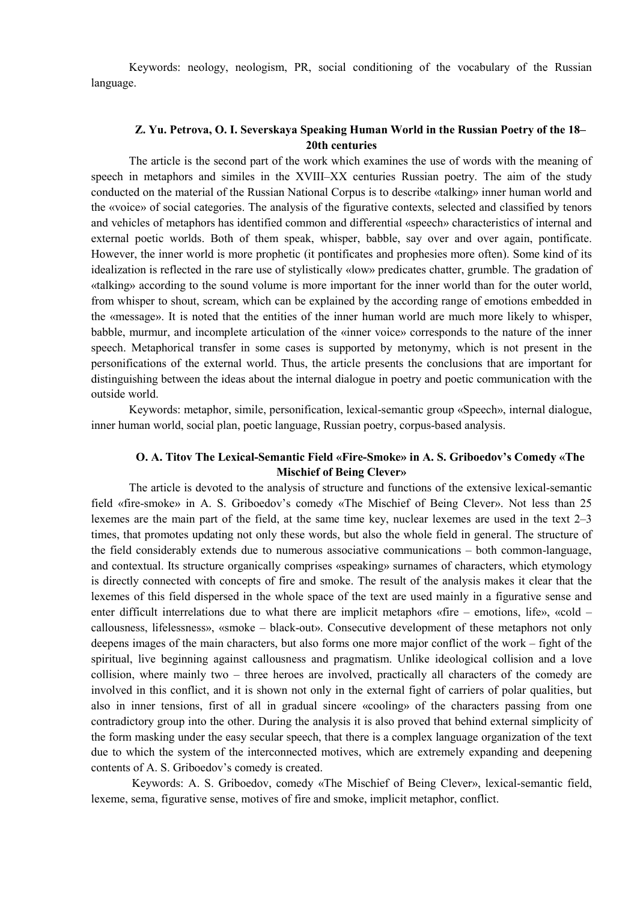Keywords: neology, neologism, PR, social conditioning of the vocabulary of the Russian language.

### Z. Yu. Petrova, O. I. Severskaya Speaking Human World in the Russian Poetry of the 18–20th centuries

The article is the second part of the work which examines the use of words with the meaning of speech in metaphors and similes in the XVIII–XX centuries Russian poetry. The aim of the study conducted on the material of the Russian National Corpus is to describe «talking» inner human world and the «voice» of social categories. The analysis of the figurative contexts, selected and classified by tenors and vehicles of metaphors has identified common and differential «speech» characteristics of internal and external poetic worlds. Both of them speak, whisper, babble, say over and over again, pontificate. However, the inner world is more prophetic (it pontificates and prophesies more often). Some kind of its idealization is reflected in the rare use of stylistically «low» predicates chatter, grumble. The gradation of «talking» according to the sound volume is more important for the inner world than for the outer world, from whisper to shout, scream, which can be explained by the according range of emotions embedded in the «message». It is noted that the entities of the inner human world are much more likely to whisper, babble, murmur, and incomplete articulation of the «inner voice» corresponds to the nature of the inner speech. Metaphorical transfer in some cases is supported by metonymy, which is not present in the personifications of the external world. Thus, the article presents the conclusions that are important for distinguishing between the ideas about the internal dialogue in poetry and poetic communication with the outside world.

Keywords: metaphor, simile, personification, lexical-semantic group «Speech», internal dialogue, inner human world, social plan, poetic language, Russian poetry, corpus-based analysis.

### O. A. Titov The Lexical-Semantic Field «Fire-Smoke» in A. S. Griboedov's Comedy «The Mischief of Being Clever»

The article is devoted to the analysis of structure and functions of the extensive lexical-semantic field «fire-smoke» in A. S. Griboedov's comedy «The Mischief of Being Clever». Not less than 25 lexemes are the main part of the field, at the same time key, nuclear lexemes are used in the text 2–3 times, that promotes updating not only these words, but also the whole field in general. The structure of the field considerably extends due to numerous associative communications – both common-language, and contextual. Its structure organically comprises «speaking» surnames of characters, which etymology is directly connected with concepts of fire and smoke. The result of the analysis makes it clear that the lexemes of this field dispersed in the whole space of the text are used mainly in a figurative sense and enter difficult interrelations due to what there are implicit metaphors «fire – emotions, life», «cold – callousness, lifelessness», «smoke – black-out». Consecutive development of these metaphors not only deepens images of the main characters, but also forms one more major conflict of the work – fight of the spiritual, live beginning against callousness and pragmatism. Unlike ideological collision and a love collision, where mainly two – three heroes are involved, practically all characters of the comedy are involved in this conflict, and it is shown not only in the external fight of carriers of polar qualities, but also in inner tensions, first of all in gradual sincere «cooling» of the characters passing from one contradictory group into the other. During the analysis it is also proved that behind external simplicity of the form masking under the easy secular speech, that there is a complex language organization of the text due to which the system of the interconnected motives, which are extremely expanding and deepening contents of A. S. Griboedov's comedy is created.

Keywords: A. S. Griboedov, comedy «The Mischief of Being Clever», lexical-semantic field, lexeme, sema, figurative sense, motives of fire and smoke, implicit metaphor, conflict.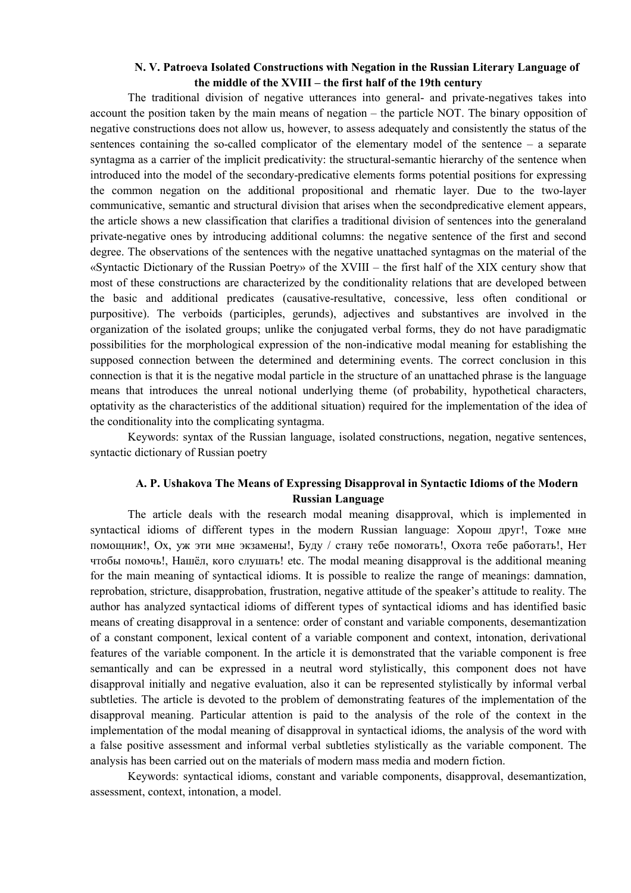### N. V. Patroeva Isolated Constructions with Negation in the Russian Literary Language of the middle of the XVIII – the first half of the 19th century

The traditional division of negative utterances into general- and private-negatives takes into account the position taken by the main means of negation – the particle NOT. The binary opposition of negative constructions does not allow us, however, to assess adequately and consistently the status of the sentences containing the so-called complicator of the elementary model of the sentence – a separate syntagma as a carrier of the implicit predicativity: the structural-semantic hierarchy of the sentence when introduced into the model of the secondary-predicative elements forms potential positions for expressing the common negation on the additional propositional and rhematic layer. Due to the two-layer communicative, semantic and structural division that arises when the secondpredicative element appears, the article shows a new classification that clarifies a traditional division of sentences into the generaland private-negative ones by introducing additional columns: the negative sentence of the first and second degree. The observations of the sentences with the negative unattached syntagmas on the material of the «Syntactic Dictionary of the Russian Poetry» of the XVIII – the first half of the XIX century show that most of these constructions are characterized by the conditionality relations that are developed between the basic and additional predicates (causative-resultative, concessive, less often conditional or purpositive). The verboids (participles, gerunds), adjectives and substantives are involved in the organization of the isolated groups; unlike the conjugated verbal forms, they do not have paradigmatic possibilities for the morphological expression of the non-indicative modal meaning for establishing the supposed connection between the determined and determining events. The correct conclusion in this connection is that it is the negative modal particle in the structure of an unattached phrase is the language means that introduces the unreal notional underlying theme (of probability, hypothetical characters, optativity as the characteristics of the additional situation) required for the implementation of the idea of the conditionality into the complicating syntagma.

Keywords: syntax of the Russian language, isolated constructions, negation, negative sentences, syntactic dictionary of Russian poetry

### A. P. Ushakova The Means of Expressing Disapproval in Syntactic Idioms of the Modern Russian Language

The article deals with the research modal meaning disapproval, which is implemented in syntactical idioms of different types in the modern Russian language: Хорош друг!, Тоже мне помощник!, Ох, уж эти мне экзамены!, Буду / стану тебе помогать!, Охота тебе работать!, Нет чтобы помочь!, Нашёл, кого слушать! etc. The modal meaning disapproval is the additional meaning for the main meaning of syntactical idioms. It is possible to realize the range of meanings: damnation, reprobation, stricture, disapprobation, frustration, negative attitude of the speaker's attitude to reality. The author has analyzed syntactical idioms of different types of syntactical idioms and has identified basic means of creating disapproval in a sentence: order of constant and variable components, desemantization of a constant component, lexical content of a variable component and context, intonation, derivational features of the variable component. In the article it is demonstrated that the variable component is free semantically and can be expressed in a neutral word stylistically, this component does not have disapproval initially and negative evaluation, also it can be represented stylistically by informal verbal subtleties. The article is devoted to the problem of demonstrating features of the implementation of the disapproval meaning. Particular attention is paid to the analysis of the role of the context in the implementation of the modal meaning of disapproval in syntactical idioms, the analysis of the word with a false positive assessment and informal verbal subtleties stylistically as the variable component. The analysis has been carried out on the materials of modern mass media and modern fiction.

Keywords: syntactical idioms, constant and variable components, disapproval, desemantization, assessment, context, intonation, a model.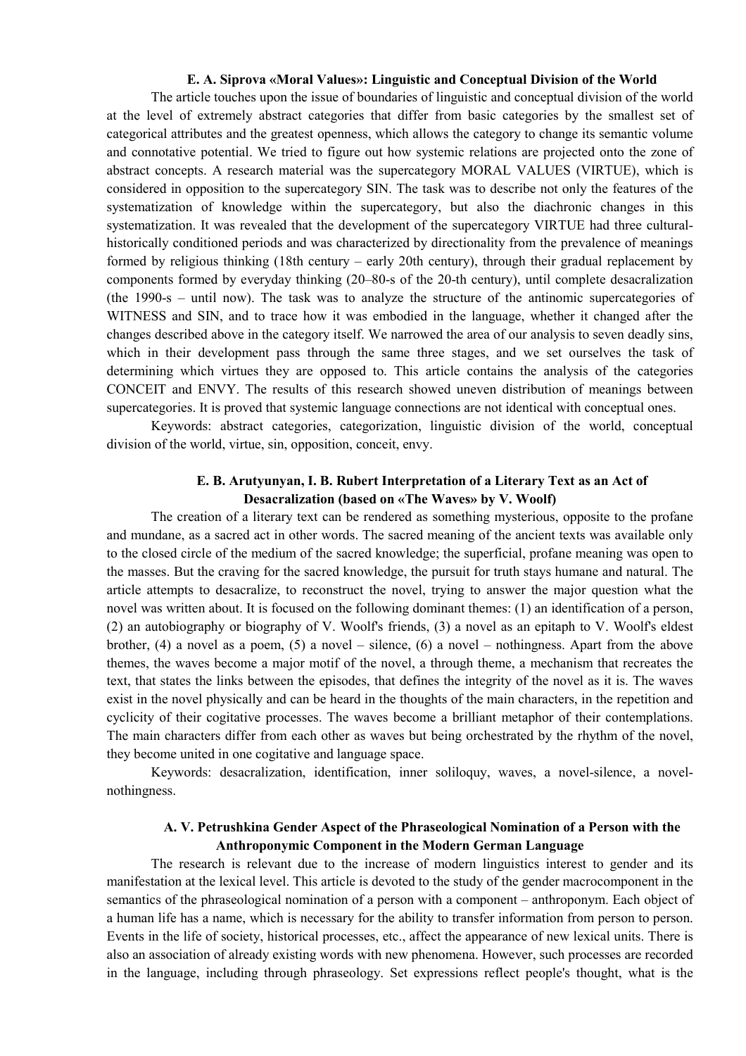### E. A. Siprova «Moral Values»: Linguistic and Conceptual Division of the World

The article touches upon the issue of boundaries of linguistic and conceptual division of the world at the level of extremely abstract categories that differ from basic categories by the smallest set of categorical attributes and the greatest openness, which allows the category to change its semantic volume and connotative potential. We tried to figure out how systemic relations are projected onto the zone of abstract concepts. A research material was the supercategory MORAL VALUES (VIRTUE), which is considered in opposition to the supercategory SIN. The task was to describe not only the features of the systematization of knowledge within the supercategory, but also the diachronic changes in this systematization. It was revealed that the development of the supercategory VIRTUE had three cultural-historically conditioned periods and was characterized by directionality from the prevalence of meanings formed by religious thinking (18th century – early 20th century), through their gradual replacement by components formed by everyday thinking (20–80-s of the 20-th century), until complete desacralization (the 1990-s – until now). The task was to analyze the structure of the antinomic supercategories of WITNESS and SIN, and to trace how it was embodied in the language, whether it changed after the changes described above in the category itself. We narrowed the area of our analysis to seven deadly sins, which in their development pass through the same three stages, and we set ourselves the task of determining which virtues they are opposed to. This article contains the analysis of the categories CONCEIT and ENVY. The results of this research showed uneven distribution of meanings between supercategories. It is proved that systemic language connections are not identical with conceptual ones.

Keywords: abstract categories, categorization, linguistic division of the world, conceptual division of the world, virtue, sin, opposition, conceit, envy.

### E. B. Arutyunyan, I. B. Rubert Interpretation of a Literary Text as an Act of Desacralization (based on «The Waves» by V. Woolf)

The creation of a literary text can be rendered as something mysterious, opposite to the profane and mundane, as a sacred act in other words. The sacred meaning of the ancient texts was available only to the closed circle of the medium of the sacred knowledge; the superficial, profane meaning was open to the masses. But the craving for the sacred knowledge, the pursuit for truth stays humane and natural. The article attempts to desacralize, to reconstruct the novel, trying to answer the major question what the novel was written about. It is focused on the following dominant themes: (1) an identification of a person, (2) an autobiography or biography of V. Woolf's friends, (3) a novel as an epitaph to V. Woolf's eldest brother, (4) a novel as a poem, (5) a novel – silence, (6) a novel – nothingness. Apart from the above themes, the waves become a major motif of the novel, a through theme, a mechanism that recreates the text, that states the links between the episodes, that defines the integrity of the novel as it is. The waves exist in the novel physically and can be heard in the thoughts of the main characters, in the repetition and cyclicity of their cogitative processes. The waves become a brilliant metaphor of their contemplations. The main characters differ from each other as waves but being orchestrated by the rhythm of the novel, they become united in one cogitative and language space.

Keywords: desacralization, identification, inner soliloquy, waves, a novel-silence, a novel-nothingness.

### A. V. Petrushkina Gender Aspect of the Phraseological Nomination of a Person with the Anthroponymic Component in the Modern German Language

The research is relevant due to the increase of modern linguistics interest to gender and its manifestation at the lexical level. This article is devoted to the study of the gender macrocomponent in the semantics of the phraseological nomination of a person with a component – anthroponym. Each object of a human life has a name, which is necessary for the ability to transfer information from person to person. Events in the life of society, historical processes, etc., affect the appearance of new lexical units. There is also an association of already existing words with new phenomena. However, such processes are recorded in the language, including through phraseology. Set expressions reflect people's thought, what is the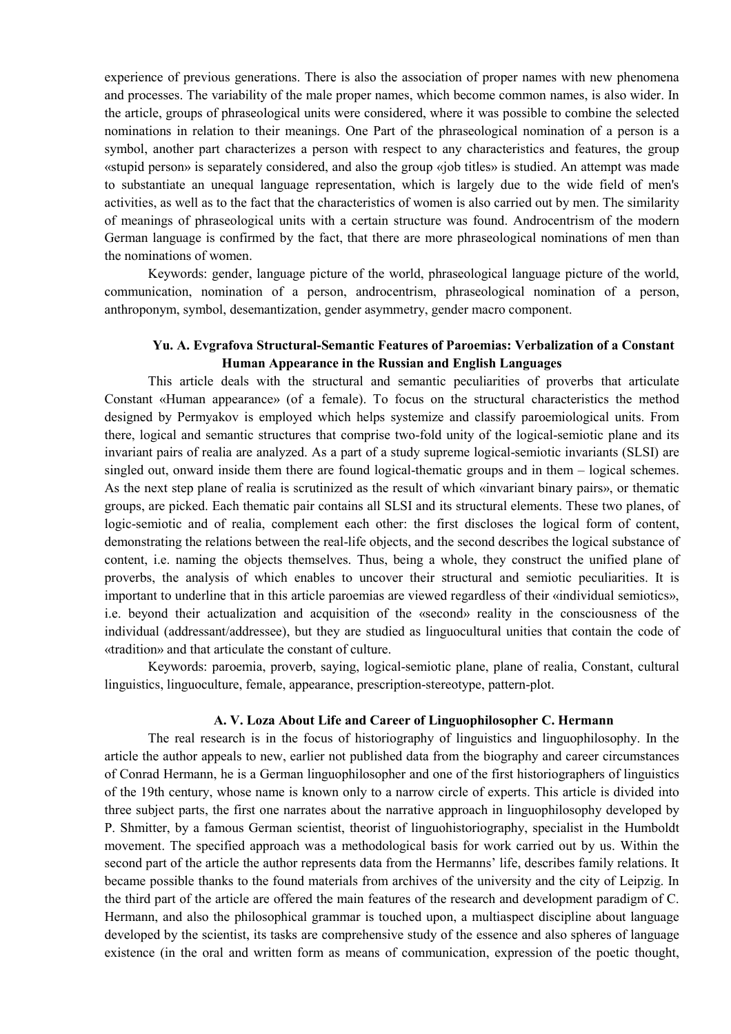experience of previous generations. There is also the association of proper names with new phenomena and processes. The variability of the male proper names, which become common names, is also wider. In the article, groups of phraseological units were considered, where it was possible to combine the selected nominations in relation to their meanings. One Part of the phraseological nomination of a person is a symbol, another part characterizes a person with respect to any characteristics and features, the group «stupid person» is separately considered, and also the group «job titles» is studied. An attempt was made to substantiate an unequal language representation, which is largely due to the wide field of men's activities, as well as to the fact that the characteristics of women is also carried out by men. The similarity of meanings of phraseological units with a certain structure was found. Androcentrism of the modern German language is confirmed by the fact, that there are more phraseological nominations of men than the nominations of women.

Keywords: gender, language picture of the world, phraseological language picture of the world, communication, nomination of a person, androcentrism, phraseological nomination of a person, anthroponym, symbol, desemantization, gender asymmetry, gender macro component.

**Yu. A. Evgrafova Structural-Semantic Features of Paroemias: Verbalization of a Constant Human Appearance in the Russian and English Languages**

This article deals with the structural and semantic peculiarities of proverbs that articulate Constant «Human appearance» (of a female). To focus on the structural characteristics the method designed by Permyakov is employed which helps systemize and classify paroemiological units. From there, logical and semantic structures that comprise two-fold unity of the logical-semiotic plane and its invariant pairs of realia are analyzed. As a part of a study supreme logical-semiotic invariants (SLSI) are singled out, onward inside them there are found logical-thematic groups and in them – logical schemes. As the next step plane of realia is scrutinized as the result of which «invariant binary pairs», or thematic groups, are picked. Each thematic pair contains all SLSI and its structural elements. These two planes, of logic-semiotic and of realia, complement each other: the first discloses the logical form of content, demonstrating the relations between the real-life objects, and the second describes the logical substance of content, i.e. naming the objects themselves. Thus, being a whole, they construct the unified plane of proverbs, the analysis of which enables to uncover their structural and semiotic peculiarities. It is important to underline that in this article paroemias are viewed regardless of their «individual semiotics», i.e. beyond their actualization and acquisition of the «second» reality in the consciousness of the individual (addressant/addressee), but they are studied as linguocultural unities that contain the code of «tradition» and that articulate the constant of culture.

Keywords: paroemia, proverb, saying, logical-semiotic plane, plane of realia, Constant, cultural linguistics, linguoculture, female, appearance, prescription-stereotype, pattern-plot.

**A. V. Loza About Life and Career of Linguophilosopher C. Hermann**

The real research is in the focus of historiography of linguistics and linguophilosophy. In the article the author appeals to new, earlier not published data from the biography and career circumstances of Conrad Hermann, he is a German linguophilosopher and one of the first historiographers of linguistics of the 19th century, whose name is known only to a narrow circle of experts. This article is divided into three subject parts, the first one narrates about the narrative approach in linguophilosophy developed by P. Shmitter, by a famous German scientist, theorist of linguohistoriography, specialist in the Humboldt movement. The specified approach was a methodological basis for work carried out by us. Within the second part of the article the author represents data from the Hermanns' life, describes family relations. It became possible thanks to the found materials from archives of the university and the city of Leipzig. In the third part of the article are offered the main features of the research and development paradigm of C. Hermann, and also the philosophical grammar is touched upon, a multiaspect discipline about language developed by the scientist, its tasks are comprehensive study of the essence and also spheres of language existence (in the oral and written form as means of communication, expression of the poetic thought,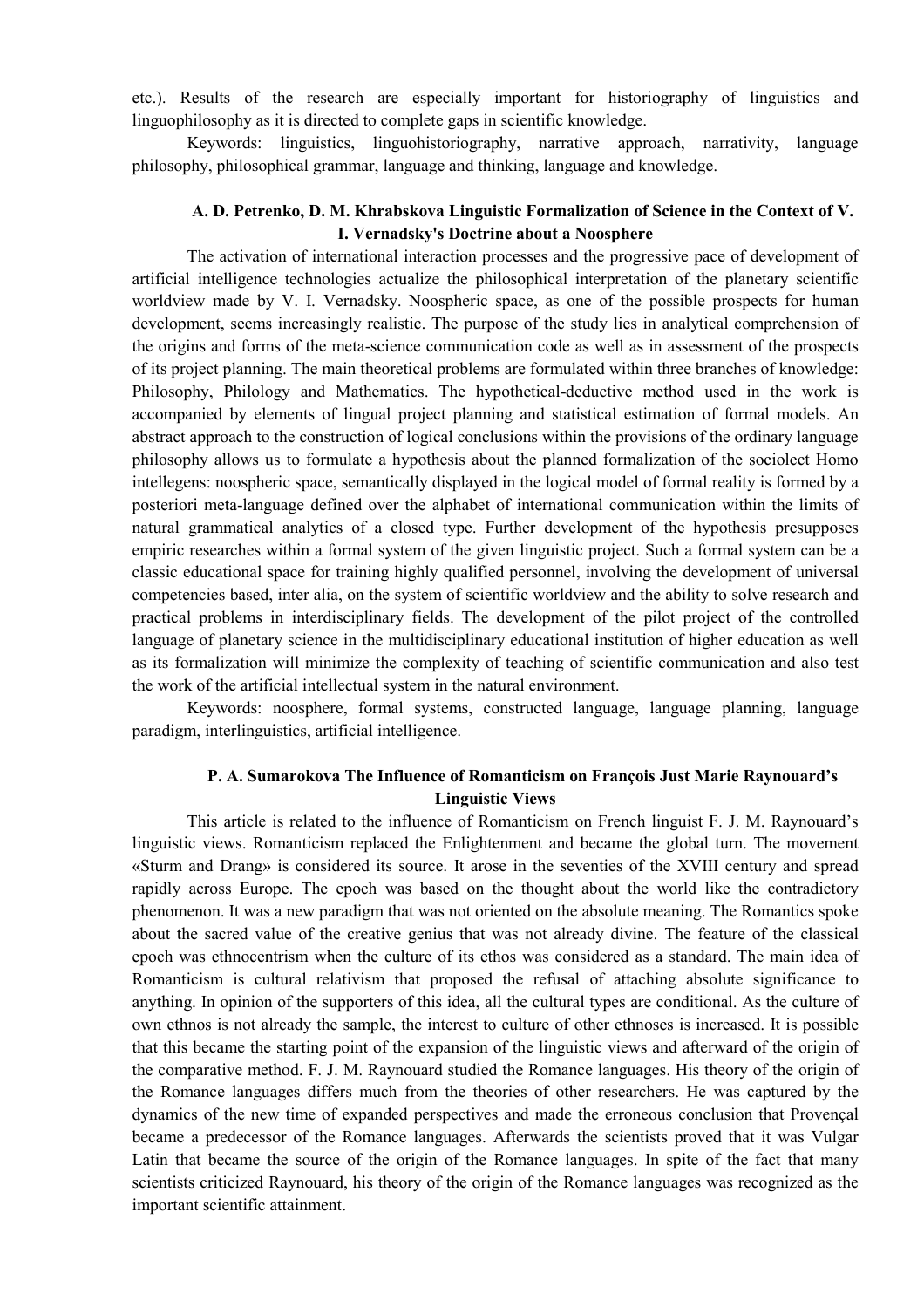etc.). Results of the research are especially important for historiography of linguistics and linguophilosophy as it is directed to complete gaps in scientific knowledge.

Keywords: linguistics, linguohistoriography, narrative approach, narrativity, language philosophy, philosophical grammar, language and thinking, language and knowledge.

### A. D. Petrenko, D. M. Khrabskova Linguistic Formalization of Science in the Context of V. I. Vernadsky's Doctrine about a Noosphere

The activation of international interaction processes and the progressive pace of development of artificial intelligence technologies actualize the philosophical interpretation of the planetary scientific worldview made by V. I. Vernadsky. Noospheric space, as one of the possible prospects for human development, seems increasingly realistic. The purpose of the study lies in analytical comprehension of the origins and forms of the meta-science communication code as well as in assessment of the prospects of its project planning. The main theoretical problems are formulated within three branches of knowledge: Philosophy, Philology and Mathematics. The hypothetical-deductive method used in the work is accompanied by elements of lingual project planning and statistical estimation of formal models. An abstract approach to the construction of logical conclusions within the provisions of the ordinary language philosophy allows us to formulate a hypothesis about the planned formalization of the sociolect Homo intellegens: noospheric space, semantically displayed in the logical model of formal reality is formed by a posteriori meta-language defined over the alphabet of international communication within the limits of natural grammatical analytics of a closed type. Further development of the hypothesis presupposes empiric researches within a formal system of the given linguistic project. Such a formal system can be a classic educational space for training highly qualified personnel, involving the development of universal competencies based, inter alia, on the system of scientific worldview and the ability to solve research and practical problems in interdisciplinary fields. The development of the pilot project of the controlled language of planetary science in the multidisciplinary educational institution of higher education as well as its formalization will minimize the complexity of teaching of scientific communication and also test the work of the artificial intellectual system in the natural environment.

Keywords: noosphere, formal systems, constructed language, language planning, language paradigm, interlinguistics, artificial intelligence.

### P. A. Sumarokova The Influence of Romanticism on François Just Marie Raynouard's Linguistic Views

This article is related to the influence of Romanticism on French linguist F. J. M. Raynouard's linguistic views. Romanticism replaced the Enlightenment and became the global turn. The movement «Sturm and Drang» is considered its source. It arose in the seventies of the XVIII century and spread rapidly across Europe. The epoch was based on the thought about the world like the contradictory phenomenon. It was a new paradigm that was not oriented on the absolute meaning. The Romantics spoke about the sacred value of the creative genius that was not already divine. The feature of the classical epoch was ethnocentrism when the culture of its ethos was considered as a standard. The main idea of Romanticism is cultural relativism that proposed the refusal of attaching absolute significance to anything. In opinion of the supporters of this idea, all the cultural types are conditional. As the culture of own ethnos is not already the sample, the interest to culture of other ethnoses is increased. It is possible that this became the starting point of the expansion of the linguistic views and afterward of the origin of the comparative method. F. J. M. Raynouard studied the Romance languages. His theory of the origin of the Romance languages differs much from the theories of other researchers. He was captured by the dynamics of the new time of expanded perspectives and made the erroneous conclusion that Provençal became a predecessor of the Romance languages. Afterwards the scientists proved that it was Vulgar Latin that became the source of the origin of the Romance languages. In spite of the fact that many scientists criticized Raynouard, his theory of the origin of the Romance languages was recognized as the important scientific attainment.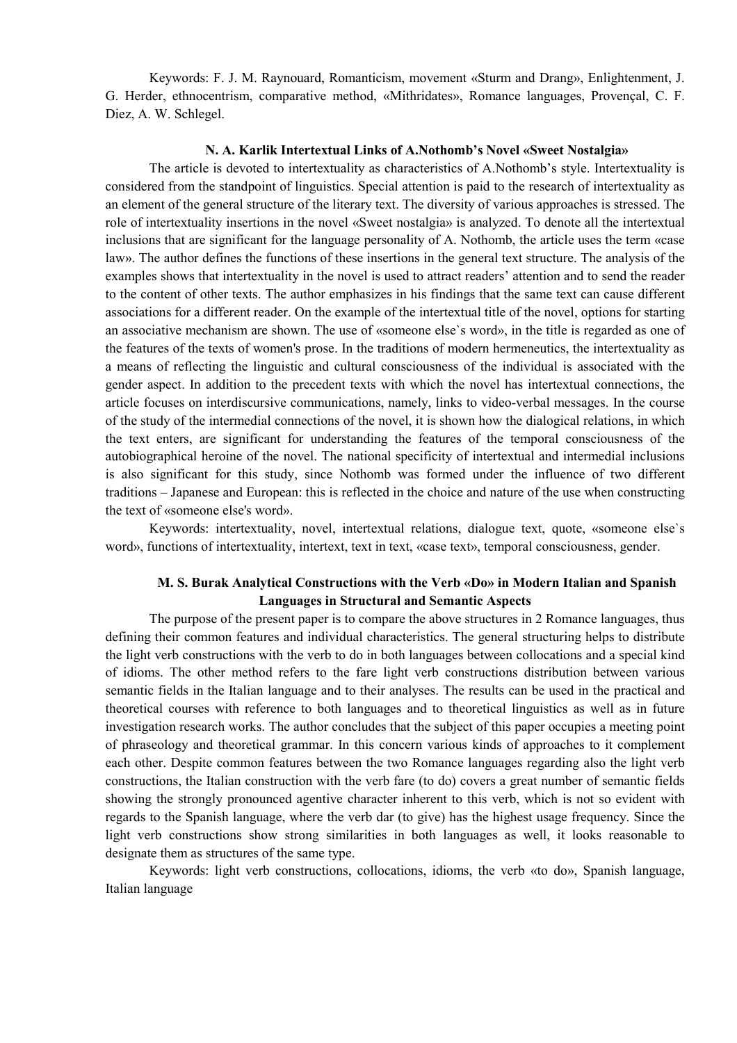Keywords: F. J. M. Raynouard, Romanticism, movement «Sturm and Drang», Enlightenment, J. G. Herder, ethnocentrism, comparative method, «Mithridates», Romance languages, Provençal, C. F. Diez, A. W. Schlegel.

### N. A. Karlik Intertextual Links of A.Nothomb's Novel «Sweet Nostalgia»

The article is devoted to intertextuality as characteristics of A.Nothomb's style. Intertextuality is considered from the standpoint of linguistics. Special attention is paid to the research of intertextuality as an element of the general structure of the literary text. The diversity of various approaches is stressed. The role of intertextuality insertions in the novel «Sweet nostalgia» is analyzed. To denote all the intertextual inclusions that are significant for the language personality of A. Nothomb, the article uses the term «case law». The author defines the functions of these insertions in the general text structure. The analysis of the examples shows that intertextuality in the novel is used to attract readers' attention and to send the reader to the content of other texts. The author emphasizes in his findings that the same text can cause different associations for a different reader. On the example of the intertextual title of the novel, options for starting an associative mechanism are shown. The use of «someone else`s word», in the title is regarded as one of the features of the texts of women's prose. In the traditions of modern hermeneutics, the intertextuality as a means of reflecting the linguistic and cultural consciousness of the individual is associated with the gender aspect. In addition to the precedent texts with which the novel has intertextual connections, the article focuses on interdiscursive communications, namely, links to video-verbal messages. In the course of the study of the intermedial connections of the novel, it is shown how the dialogical relations, in which the text enters, are significant for understanding the features of the temporal consciousness of the autobiographical heroine of the novel. The national specificity of intertextual and intermedial inclusions is also significant for this study, since Nothomb was formed under the influence of two different traditions – Japanese and European: this is reflected in the choice and nature of the use when constructing the text of «someone else's word».

Keywords: intertextuality, novel, intertextual relations, dialogue text, quote, «someone else`s word», functions of intertextuality, intertext, text in text, «case text», temporal consciousness, gender.

### M. S. Burak Analytical Constructions with the Verb «Do» in Modern Italian and Spanish Languages in Structural and Semantic Aspects

The purpose of the present paper is to compare the above structures in 2 Romance languages, thus defining their common features and individual characteristics. The general structuring helps to distribute the light verb constructions with the verb to do in both languages between collocations and a special kind of idioms. The other method refers to the fare light verb constructions distribution between various semantic fields in the Italian language and to their analyses. The results can be used in the practical and theoretical courses with reference to both languages and to theoretical linguistics as well as in future investigation research works. The author concludes that the subject of this paper occupies a meeting point of phraseology and theoretical grammar. In this concern various kinds of approaches to it complement each other. Despite common features between the two Romance languages regarding also the light verb constructions, the Italian construction with the verb fare (to do) covers a great number of semantic fields showing the strongly pronounced agentive character inherent to this verb, which is not so evident with regards to the Spanish language, where the verb dar (to give) has the highest usage frequency. Since the light verb constructions show strong similarities in both languages as well, it looks reasonable to designate them as structures of the same type.

Keywords: light verb constructions, collocations, idioms, the verb «to do», Spanish language, Italian language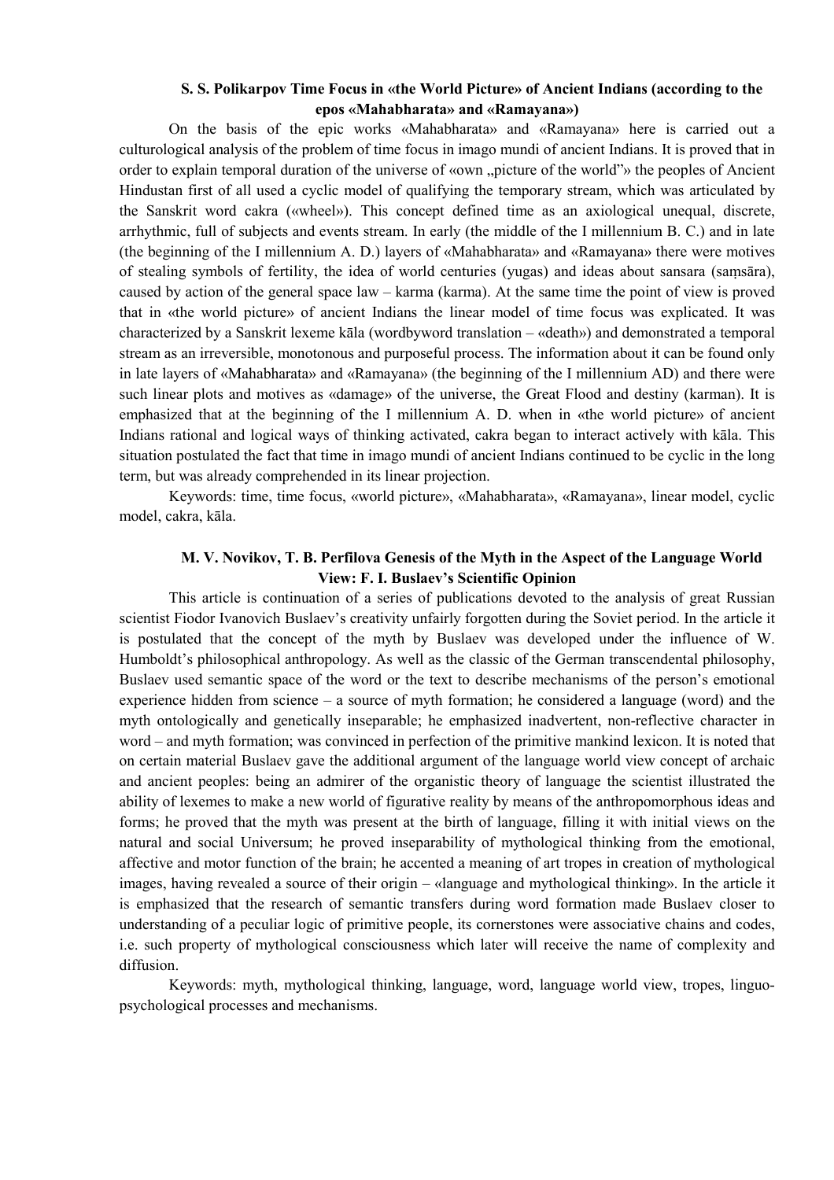### S. S. Polikarpov Time Focus in «the World Picture» of Ancient Indians (according to the epos «Mahabharata» and «Ramayana»)

On the basis of the epic works «Mahabharata» and «Ramayana» here is carried out a culturological analysis of the problem of time focus in imago mundi of ancient Indians. It is proved that in order to explain temporal duration of the universe of «own „picture of the world"» the peoples of Ancient Hindustan first of all used a cyclic model of qualifying the temporary stream, which was articulated by the Sanskrit word cakra («wheel»). This concept defined time as an axiological unequal, discrete, arrhythmic, full of subjects and events stream. In early (the middle of the I millennium B. C.) and in late (the beginning of the I millennium A. D.) layers of «Mahabharata» and «Ramayana» there were motives of stealing symbols of fertility, the idea of world centuries (yugas) and ideas about sansara (saṃsāra), caused by action of the general space law – karma (karma). At the same time the point of view is proved that in «the world picture» of ancient Indians the linear model of time focus was explicated. It was characterized by a Sanskrit lexeme kāla (wordbyword translation – «death») and demonstrated a temporal stream as an irreversible, monotonous and purposeful process. The information about it can be found only in late layers of «Mahabharata» and «Ramayana» (the beginning of the I millennium AD) and there were such linear plots and motives as «damage» of the universe, the Great Flood and destiny (karman). It is emphasized that at the beginning of the I millennium A. D. when in «the world picture» of ancient Indians rational and logical ways of thinking activated, cakra began to interact actively with kāla. This situation postulated the fact that time in imago mundi of ancient Indians continued to be cyclic in the long term, but was already comprehended in its linear projection.

Keywords: time, time focus, «world picture», «Mahabharata», «Ramayana», linear model, cyclic model, cakra, kāla.

### M. V. Novikov, T. B. Perfilova Genesis of the Myth in the Aspect of the Language World View: F. I. Buslaev's Scientific Opinion

This article is continuation of a series of publications devoted to the analysis of great Russian scientist Fiodor Ivanovich Buslaev's creativity unfairly forgotten during the Soviet period. In the article it is postulated that the concept of the myth by Buslaev was developed under the influence of W. Humboldt's philosophical anthropology. As well as the classic of the German transcendental philosophy, Buslaev used semantic space of the word or the text to describe mechanisms of the person's emotional experience hidden from science – a source of myth formation; he considered a language (word) and the myth ontologically and genetically inseparable; he emphasized inadvertent, non-reflective character in word – and myth formation; was convinced in perfection of the primitive mankind lexicon. It is noted that on certain material Buslaev gave the additional argument of the language world view concept of archaic and ancient peoples: being an admirer of the organistic theory of language the scientist illustrated the ability of lexemes to make a new world of figurative reality by means of the anthropomorphous ideas and forms; he proved that the myth was present at the birth of language, filling it with initial views on the natural and social Universum; he proved inseparability of mythological thinking from the emotional, affective and motor function of the brain; he accented a meaning of art tropes in creation of mythological images, having revealed a source of their origin – «language and mythological thinking». In the article it is emphasized that the research of semantic transfers during word formation made Buslaev closer to understanding of a peculiar logic of primitive people, its cornerstones were associative chains and codes, i.e. such property of mythological consciousness which later will receive the name of complexity and diffusion.

Keywords: myth, mythological thinking, language, word, language world view, tropes, linguo-psychological processes and mechanisms.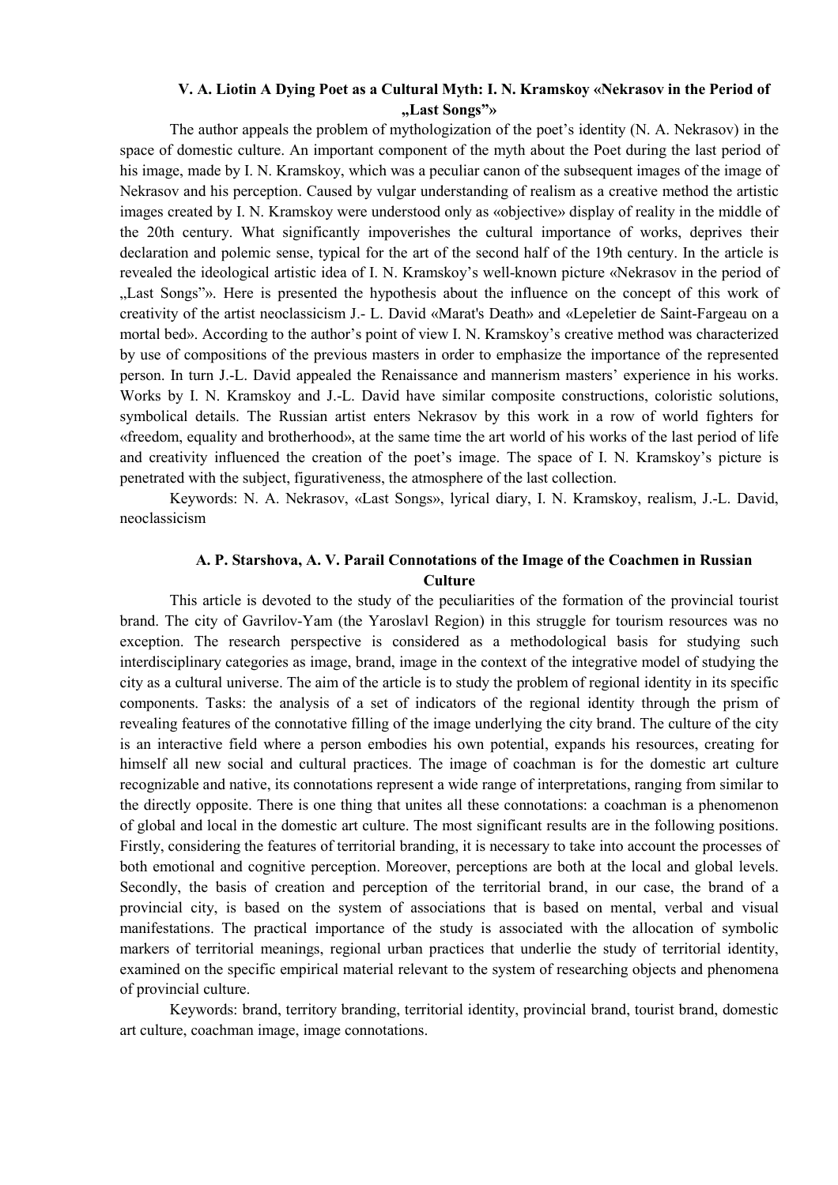### V. A. Liotin A Dying Poet as a Cultural Myth: I. N. Kramskoy «Nekrasov in the Period of „Last Songs"»

The author appeals the problem of mythologization of the poet's identity (N. A. Nekrasov) in the space of domestic culture. An importand component of the myth about the Poet during the last period of his image, made by I. N. Kramskoy, which was a peculiar canon of the subsequent images of the image of Nekrasov and his perception. Caused by vulgar understanding of realism as a creative method the artistic images created by I. N. Kramskoy were understood only as «objective» display of reality in the middle of the 20th century. What significantly impoverishes the cultural importance of works, deprives their declaration and polemic sense, typical for the art of the second half of the 19th century. In the article is revealed the ideological artistic idea of I. N. Kramskoy's well-known picture «Nekrasov in the period of „Last Songs"». Here is presented the hypothesis about the influence on the concept of this work of creativity of the artist neoclassicism J.- L. David «Marat's Death» and «Lepeletier de Saint-Fargeau on a mortal bed». According to the author's point of view I. N. Kramskoy's creative method was characterized by use of compositions of the previous masters in order to emphasize the importance of the represented person. In turn J.-L. David appealed the Renaissance and mannerism masters' experience in his works. Works by I. N. Kramskoy and J.-L. David have similar composite constructions, coloristic solutions, symbolical details. The Russian artist enters Nekrasov by this work in a row of world fighters for «freedom, equality and brotherhood», at the same time the art world of his works of the last period of life and creativity influenced the creation of the poet's image. The space of I. N. Kramskoy's picture is penetrated with the subject, figurativeness, the atmosphere of the last collection.

Keywords: N. A. Nekrasov, «Last Songs», lyrical diary, I. N. Kramskoy, realism, J.-L. David, neoclassicism

### A. P. Starshova, A. V. Parail Connotations of the Image of the Coachmen in Russian Culture

This article is devoted to the study of the peculiarities of the formation of the provincial tourist brand. The city of Gavrilov-Yam (the Yaroslavl Region) in this struggle for tourism resources was no exception. The research perspective is considered as a methodological basis for studying such interdisciplinary categories as image, brand, image in the context of the integrative model of studying the city as a cultural universe. The aim of the article is to study the problem of regional identity in its specific components. Tasks: the analysis of a set of indicators of the regional identity through the prism of revealing features of the connotative filling of the image underlying the city brand. The culture of the city is an interactive field where a person embodies his own potential, expands his resources, creating for himself all new social and cultural practices. The image of coachman is for the domestic art culture recognizable and native, its connotations represent a wide range of interpretations, ranging from similar to the directly opposite. There is one thing that unites all these connotations: a coachman is a phenomenon of global and local in the domestic art culture. The most significant results are in the following positions. Firstly, considering the features of territorial branding, it is necessary to take into account the processes of both emotional and cognitive perception. Moreover, perceptions are both at the local and global levels. Secondly, the basis of creation and perception of the territorial brand, in our case, the brand of a provincial city, is based on the system of associations that is based on mental, verbal and visual manifestations. The practical importance of the study is associated with the allocation of symbolic markers of territorial meanings, regional urban practices that underlie the study of territorial identity, examined on the specific empirical material relevant to the system of researching objects and phenomena of provincial culture.

Keywords: brand, territory branding, territorial identity, provincial brand, tourist brand, domestic art culture, coachman image, image connotations.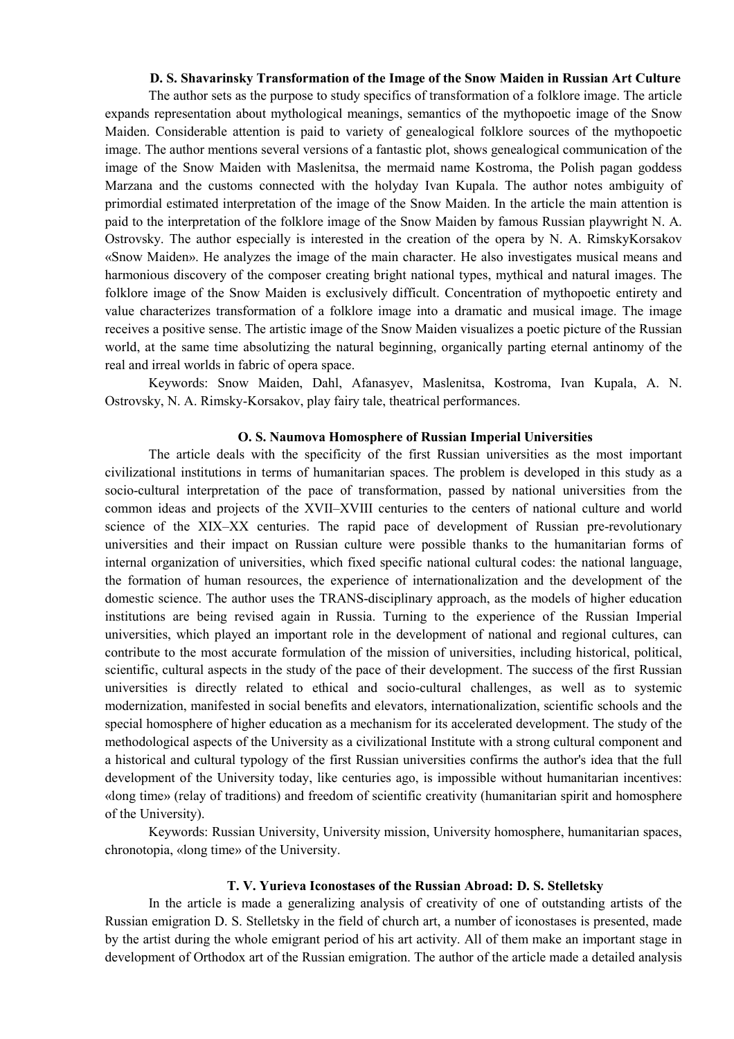**D. S. Shavarinsky Transformation of the Image of the Snow Maiden in Russian Art Culture**

The author sets as the purpose to study specifics of transformation of a folklore image. The article expands representation about mythological meanings, semantics of the mythopoetic image of the Snow Maiden. Considerable attention is paid to variety of genealogical folklore sources of the mythopoetic image. The author mentions several versions of a fantastic plot, shows genealogical communication of the image of the Snow Maiden with Maslenitsa, the mermaid name Kostroma, the Polish pagan goddess Marzana and the customs connected with the holyday Ivan Kupala. The author notes ambiguity of primordial estimated interpretation of the image of the Snow Maiden. In the article the main attention is paid to the interpretation of the folklore image of the Snow Maiden by famous Russian playwright N. A. Ostrovsky. The author especially is interested in the creation of the opera by N. A. RimskyKorsakov «Snow Maiden». He analyzes the image of the main character. He also investigates musical means and harmonious discovery of the composer creating bright national types, mythical and natural images. The folklore image of the Snow Maiden is exclusively difficult. Concentration of mythopoetic entirety and value characterizes transformation of a folklore image into a dramatic and musical image. The image receives a positive sense. The artistic image of the Snow Maiden visualizes a poetic picture of the Russian world, at the same time absolutizing the natural beginning, organically parting eternal antinomy of the real and irreal worlds in fabric of opera space.

Keywords: Snow Maiden, Dahl, Afanasyev, Maslenitsa, Kostroma, Ivan Kupala, A. N. Ostrovsky, N. A. Rimsky-Korsakov, play fairy tale, theatrical performances.

**O. S. Naumova Homosphere of Russian Imperial Universities**

The article deals with the specificity of the first Russian universities as the most important civilizational institutions in terms of humanitarian spaces. The problem is developed in this study as a socio-cultural interpretation of the pace of transformation, passed by national universities from the common ideas and projects of the XVII–XVIII centuries to the centers of national culture and world science of the XIX–XX centuries. The rapid pace of development of Russian pre-revolutionary universities and their impact on Russian culture were possible thanks to the humanitarian forms of internal organization of universities, which fixed specific national cultural codes: the national language, the formation of human resources, the experience of internationalization and the development of the domestic science. The author uses the TRANS-disciplinary approach, as the models of higher education institutions are being revised again in Russia. Turning to the experience of the Russian Imperial universities, which played an important role in the development of national and regional cultures, can contribute to the most accurate formulation of the mission of universities, including historical, political, scientific, cultural aspects in the study of the pace of their development. The success of the first Russian universities is directly related to ethical and socio-cultural challenges, as well as to systemic modernization, manifested in social benefits and elevators, internationalization, scientific schools and the special homosphere of higher education as a mechanism for its accelerated development. The study of the methodological aspects of the University as a civilizational Institute with a strong cultural component and a historical and cultural typology of the first Russian universities confirms the author's idea that the full development of the University today, like centuries ago, is impossible without humanitarian incentives: «long time» (relay of traditions) and freedom of scientific creativity (humanitarian spirit and homosphere of the University).

Keywords: Russian University, University mission, University homosphere, humanitarian spaces, chronotopia, «long time» of the University.

**T. V. Yurieva Iconostases of the Russian Abroad: D. S. Stelletsky**

In the article is made a generalizing analysis of creativity of one of outstanding artists of the Russian emigration D. S. Stelletsky in the field of church art, a number of iconostases is presented, made by the artist during the whole emigrant period of his art activity. All of them make an important stage in development of Orthodox art of the Russian emigration. The author of the article made a detailed analysis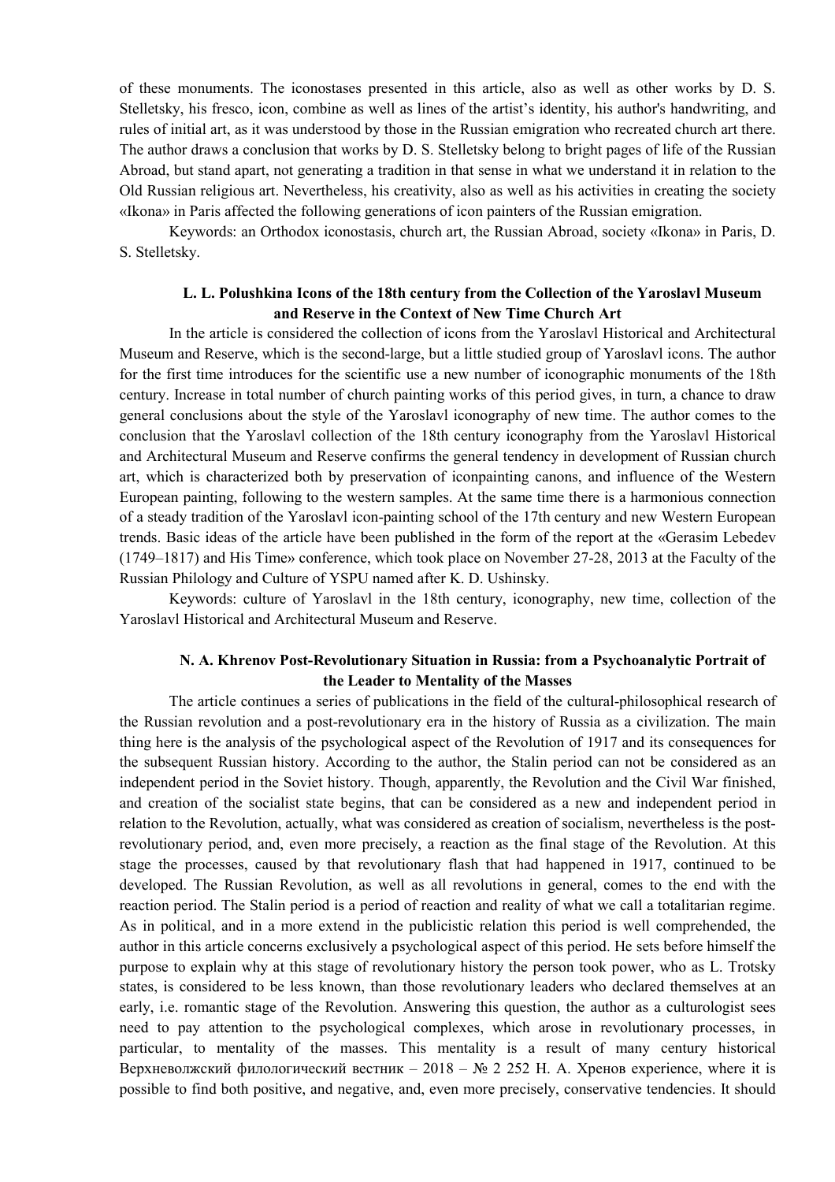of these monuments. The iconostases presented in this article, also as well as other works by D. S. Stelletsky, his fresco, icon, combine as well as lines of the artist's identity, his author's handwriting, and rules of initial art, as it was understood by those in the Russian emigration who recreated church art there. The author draws a conclusion that works by D. S. Stelletsky belong to bright pages of life of the Russian Abroad, but stand apart, not generating a tradition in that sense in what we understand it in relation to the Old Russian religious art. Nevertheless, his creativity, also as well as his activities in creating the society «Ikona» in Paris affected the following generations of icon painters of the Russian emigration.

Keywords: an Orthodox iconostasis, church art, the Russian Abroad, society «Ikona» in Paris, D. S. Stelletsky.

**L. L. Polushkina Icons of the 18th century from the Collection of the Yaroslavl Museum and Reserve in the Context of New Time Church Art**

In the article is considered the collection of icons from the Yaroslavl Historical and Architectural Museum and Reserve, which is the second-large, but a little studied group of Yaroslavl icons. The author for the first time introduces for the scientific use a new number of iconographic monuments of the 18th century. Increase in total number of church painting works of this period gives, in turn, a chance to draw general conclusions about the style of the Yaroslavl iconography of new time. The author comes to the conclusion that the Yaroslavl collection of the 18th century iconography from the Yaroslavl Historical and Architectural Museum and Reserve confirms the general tendency in development of Russian church art, which is characterized both by preservation of iconpainting canons, and influence of the Western European painting, following to the western samples. At the same time there is a harmonious connection of a steady tradition of the Yaroslavl icon-painting school of the 17th century and new Western European trends. Basic ideas of the article have been published in the form of the report at the «Gerasim Lebedev (1749–1817) and His Time» conference, which took place on November 27-28, 2013 at the Faculty of the Russian Philology and Culture of YSPU named after K. D. Ushinsky.

Keywords: culture of Yaroslavl in the 18th century, iconography, new time, collection of the Yaroslavl Historical and Architectural Museum and Reserve.

**N. A. Khrenov Post-Revolutionary Situation in Russia: from a Psychoanalytic Portrait of the Leader to Mentality of the Masses**

The article continues a series of publications in the field of the cultural-philosophical research of the Russian revolution and a post-revolutionary era in the history of Russia as a civilization. The main thing here is the analysis of the psychological aspect of the Revolution of 1917 and its consequences for the subsequent Russian history. According to the author, the Stalin period can not be considered as an independent period in the Soviet history. Though, apparently, the Revolution and the Civil War finished, and creation of the socialist state begins, that can be considered as a new and independent period in relation to the Revolution, actually, what was considered as creation of socialism, nevertheless is the post-revolutionary period, and, even more precisely, a reaction as the final stage of the Revolution. At this stage the processes, caused by that revolutionary flash that had happened in 1917, continued to be developed. The Russian Revolution, as well as all revolutions in general, comes to the end with the reaction period. The Stalin period is a period of reaction and reality of what we call a totalitarian regime. As in political, and in a more extend in the publicistic relation this period is well comprehended, the author in this article concerns exclusively a psychological aspect of this period. He sets before himself the purpose to explain why at this stage of revolutionary history the person took power, who as L. Trotsky states, is considered to be less known, than those revolutionary leaders who declared themselves at an early, i.e. romantic stage of the Revolution. Answering this question, the author as a culturologist sees need to pay attention to the psychological complexes, which arose in revolutionary processes, in particular, to mentality of the masses. This mentality is a result of many century historical experience, where it is possible to find both positive, and negative, and, even more precisely, conservative tendencies. It should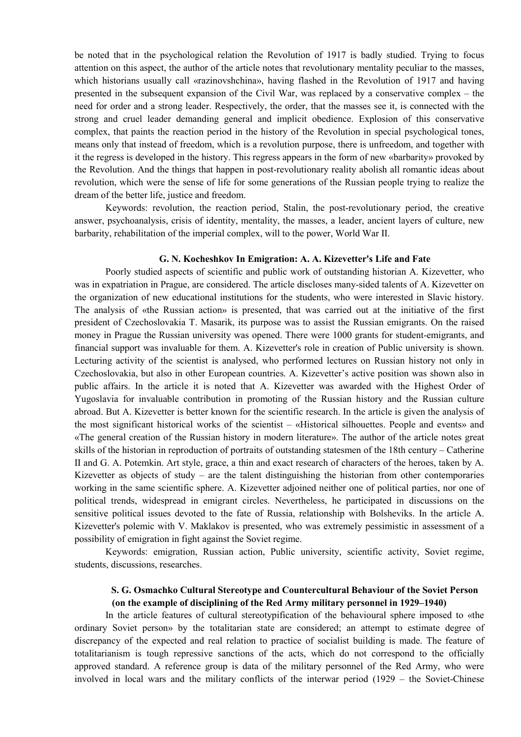be noted that in the psychological relation the Revolution of 1917 is badly studied. Trying to focus attention on this aspect, the author of the article notes that revolutionary mentality peculiar to the masses, which historians usually call «razinovshchina», having flashed in the Revolution of 1917 and having presented in the subsequent expansion of the Civil War, was replaced by a conservative complex – the need for order and a strong leader. Respectively, the order, that the masses see it, is connected with the strong and cruel leader demanding general and implicit obedience. Explosion of this conservative complex, that paints the reaction period in the history of the Revolution in special psychological tones, means only that instead of freedom, which is a revolution purpose, there is unfreedom, and together with it the regress is developed in the history. This regress appears in the form of new «barbarity» provoked by the Revolution. And the things that happen in post-revolutionary reality abolish all romantic ideas about revolution, which were the sense of life for some generations of the Russian people trying to realize the dream of the better life, justice and freedom.

Keywords: revolution, the reaction period, Stalin, the post-revolutionary period, the creative answer, psychoanalysis, crisis of identity, mentality, the masses, a leader, ancient layers of culture, new barbarity, rehabilitation of the imperial complex, will to the power, World War II.

### G. N. Kocheshkov In Emigration: A. A. Kizevetter's Life and Fate

Poorly studied aspects of scientific and public work of outstanding historian A. Kizevetter, who was in expatriation in Prague, are considered. The article discloses many-sided talents of A. Kizevetter on the organization of new educational institutions for the students, who were interested in Slavic history. The analysis of «the Russian action» is presented, that was carried out at the initiative of the first president of Czechoslovakia T. Masarik, its purpose was to assist the Russian emigrants. On the raised money in Prague the Russian university was opened. There were 1000 grants for student-emigrants, and financial support was invaluable for them. A. Kizevetter's role in creation of Public university is shown. Lecturing activity of the scientist is analysed, who performed lectures on Russian history not only in Czechoslovakia, but also in other European countries. A. Kizevetter's active position was shown also in public affairs. In the article it is noted that A. Kizevetter was awarded with the Highest Order of Yugoslavia for invaluable contribution in promoting of the Russian history and the Russian culture abroad. But A. Kizevetter is better known for the scientific research. In the article is given the analysis of the most significant historical works of the scientist – «Historical silhouettes. People and events» and «The general creation of the Russian history in modern literature». The author of the article notes great skills of the historian in reproduction of portraits of outstanding statesmen of the 18th century – Catherine II and G. A. Potemkin. Art style, grace, a thin and exact research of characters of the heroes, taken by A. Kizevetter as objects of study – are the talent distinguishing the historian from other contemporaries working in the same scientific sphere. A. Kizevetter adjoined neither one of political parties, nor one of political trends, widespread in emigrant circles. Nevertheless, he participated in discussions on the sensitive political issues devoted to the fate of Russia, relationship with Bolsheviks. In the article A. Kizevetter's polemic with V. Maklakov is presented, who was extremely pessimistic in assessment of a possibility of emigration in fight against the Soviet regime.

Keywords: emigration, Russian action, Public university, scientific activity, Soviet regime, students, discussions, researches.

### S. G. Osmachko Cultural Stereotype and Countercultural Behaviour of the Soviet Person (on the example of disciplining of the Red Army military personnel in 1929–1940)

In the article features of cultural stereotypification of the behavioural sphere imposed to «the ordinary Soviet person» by the totalitarian state are considered; an attempt to estimate degree of discrepancy of the expected and real relation to practice of socialist building is made. The feature of totalitarianism is tough repressive sanctions of the acts, which do not correspond to the officially approved standard. A reference group is data of the military personnel of the Red Army, who were involved in local wars and the military conflicts of the interwar period (1929 – the Soviet-Chinese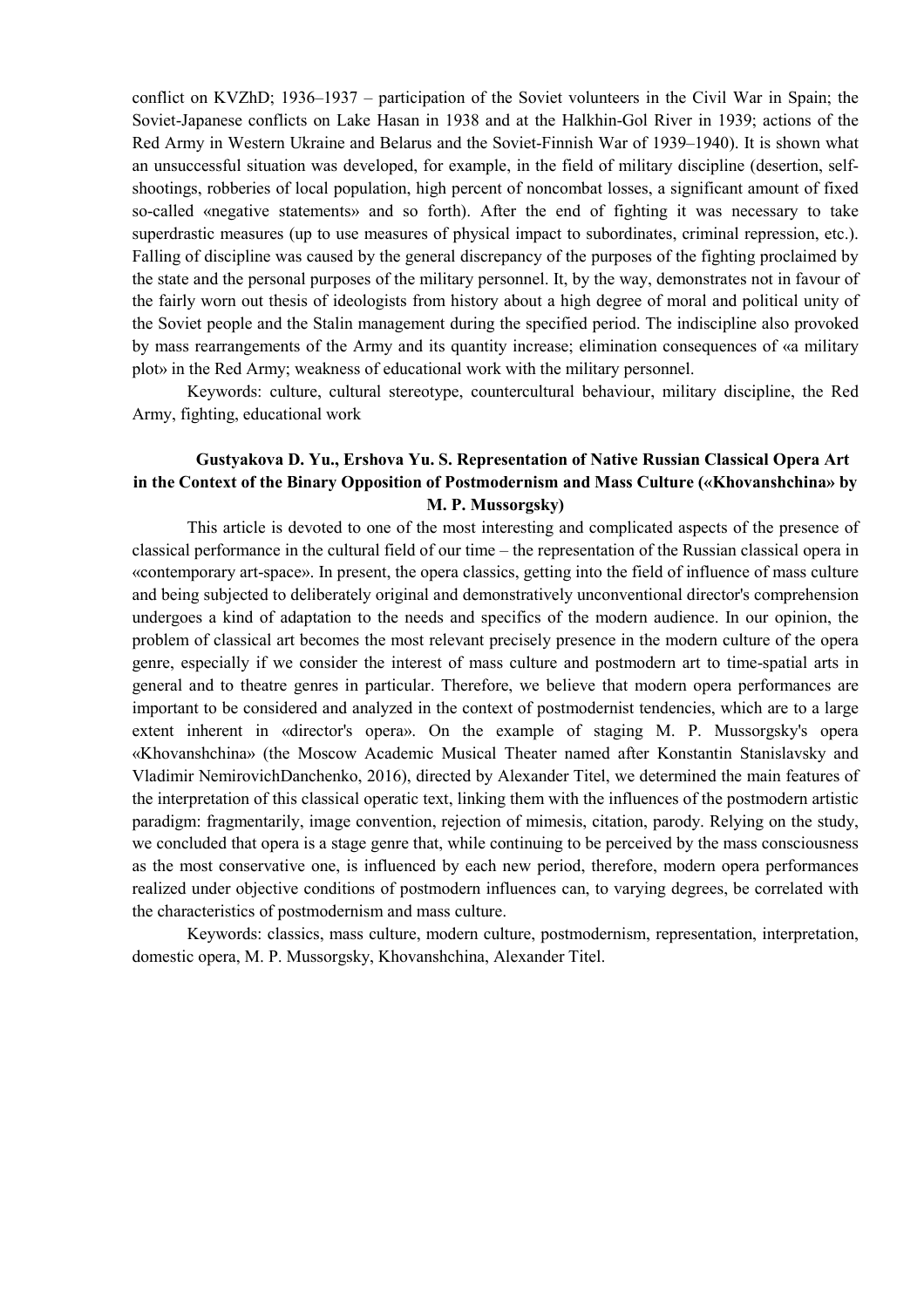conflict on KVZhD; 1936–1937 – participation of the Soviet volunteers in the Civil War in Spain; the Soviet-Japanese conflicts on Lake Hasan in 1938 and at the Halkhin-Gol River in 1939; actions of the Red Army in Western Ukraine and Belarus and the Soviet-Finnish War of 1939–1940). It is shown what an unsuccessful situation was developed, for example, in the field of military discipline (desertion, self-shootings, robberies of local population, high percent of noncombat losses, a significant amount of fixed so-called «negative statements» and so forth). After the end of fighting it was necessary to take superdrastic measures (up to use measures of physical impact to subordinates, criminal repression, etc.). Falling of discipline was caused by the general discrepancy of the purposes of the fighting proclaimed by the state and the personal purposes of the military personnel. It, by the way, demonstrates not in favour of the fairly worn out thesis of ideologists from history about a high degree of moral and political unity of the Soviet people and the Stalin management during the specified period. The indiscipline also provoked by mass rearrangements of the Army and its quantity increase; elimination consequences of «a military plot» in the Red Army; weakness of educational work with the military personnel.

Keywords: culture, cultural stereotype, countercultural behaviour, military discipline, the Red Army, fighting, educational work

**Gustyakova D. Yu., Ershova Yu. S. Representation of Native Russian Classical Opera Art in the Context of the Binary Opposition of Postmodernism and Mass Culture («Khovanshchina» by M. P. Mussorgsky)**

This article is devoted to one of the most interesting and complicated aspects of the presence of classical performance in the cultural field of our time – the representation of the Russian classical opera in «contemporary art-space». In present, the opera classics, getting into the field of influence of mass culture and being subjected to deliberately original and demonstratively unconventional director's comprehension undergoes a kind of adaptation to the needs and specifics of the modern audience. In our opinion, the problem of classical art becomes the most relevant precisely presence in the modern culture of the opera genre, especially if we consider the interest of mass culture and postmodern art to time-spatial arts in general and to theatre genres in particular. Therefore, we believe that modern opera performances are important to be considered and analyzed in the context of postmodernist tendencies, which are to a large extent inherent in «director's opera». On the example of staging M. P. Mussorgsky's opera «Khovanshchina» (the Moscow Academic Musical Theater named after Konstantin Stanislavsky and Vladimir NemirovichDanchenko, 2016), directed by Alexander Titel, we determined the main features of the interpretation of this classical operatic text, linking them with the influences of the postmodern artistic paradigm: fragmentarily, image convention, rejection of mimesis, citation, parody. Relying on the study, we concluded that opera is a stage genre that, while continuing to be perceived by the mass consciousness as the most conservative one, is influenced by each new period, therefore, modern opera performances realized under objective conditions of postmodern influences can, to varying degrees, be correlated with the characteristics of postmodernism and mass culture.

Keywords: classics, mass culture, modern culture, postmodernism, representation, interpretation, domestic opera, M. P. Mussorgsky, Khovanshchina, Alexander Titel.